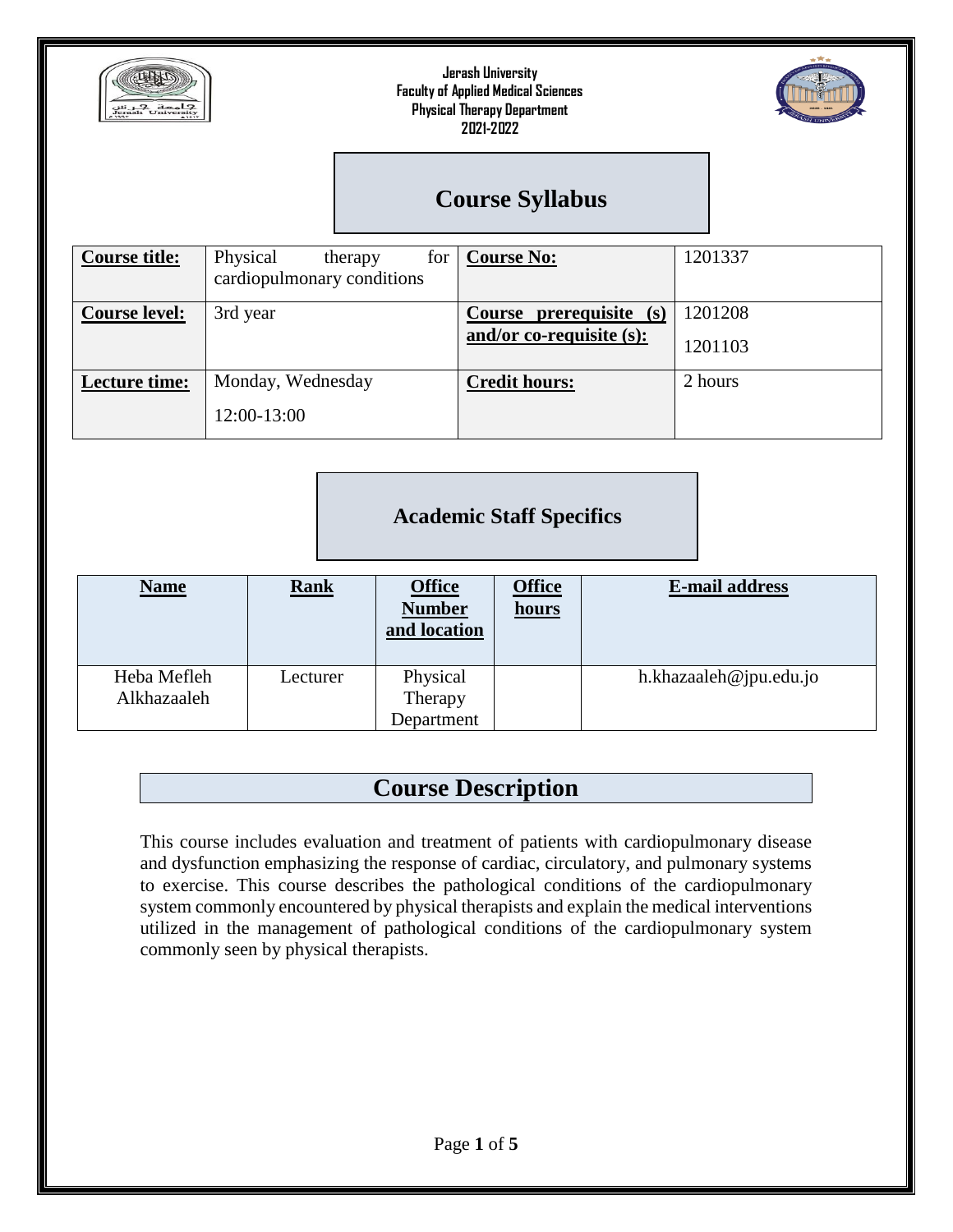**Jerash University**
**Faculty of Applied Medical Sciences**
**Physical Therapy Department**
**2021-2022**

# Course Syllabus

| **Course title:** | Physical therapy for cardiopulmonary conditions | **Course No:** | 1201337 |
|---|---|---|---|
| **Course level:** | 3rd year | **Course prerequisite (s) and/or co-requisite (s):** | 1201208<br>1201103 |
| **Lecture time:** | Monday, Wednesday<br>12:00-13:00 | **Credit hours:** | 2 hours |

## Academic Staff Specifics

| **Name** | **Rank** | **Office Number and location** | **Office hours** | **E-mail address** |
|---|---|---|---|---|
| Heba Mefleh Alkhazaaleh | Lecturer | Physical Therapy Department | | h.khazaaleh@jpu.edu.jo |

## Course Description

This course includes evaluation and treatment of patients with cardiopulmonary disease and dysfunction emphasizing the response of cardiac, circulatory, and pulmonary systems to exercise. This course describes the pathological conditions of the cardiopulmonary system commonly encountered by physical therapists and explain the medical interventions utilized in the management of pathological conditions of the cardiopulmonary system commonly seen by physical therapists.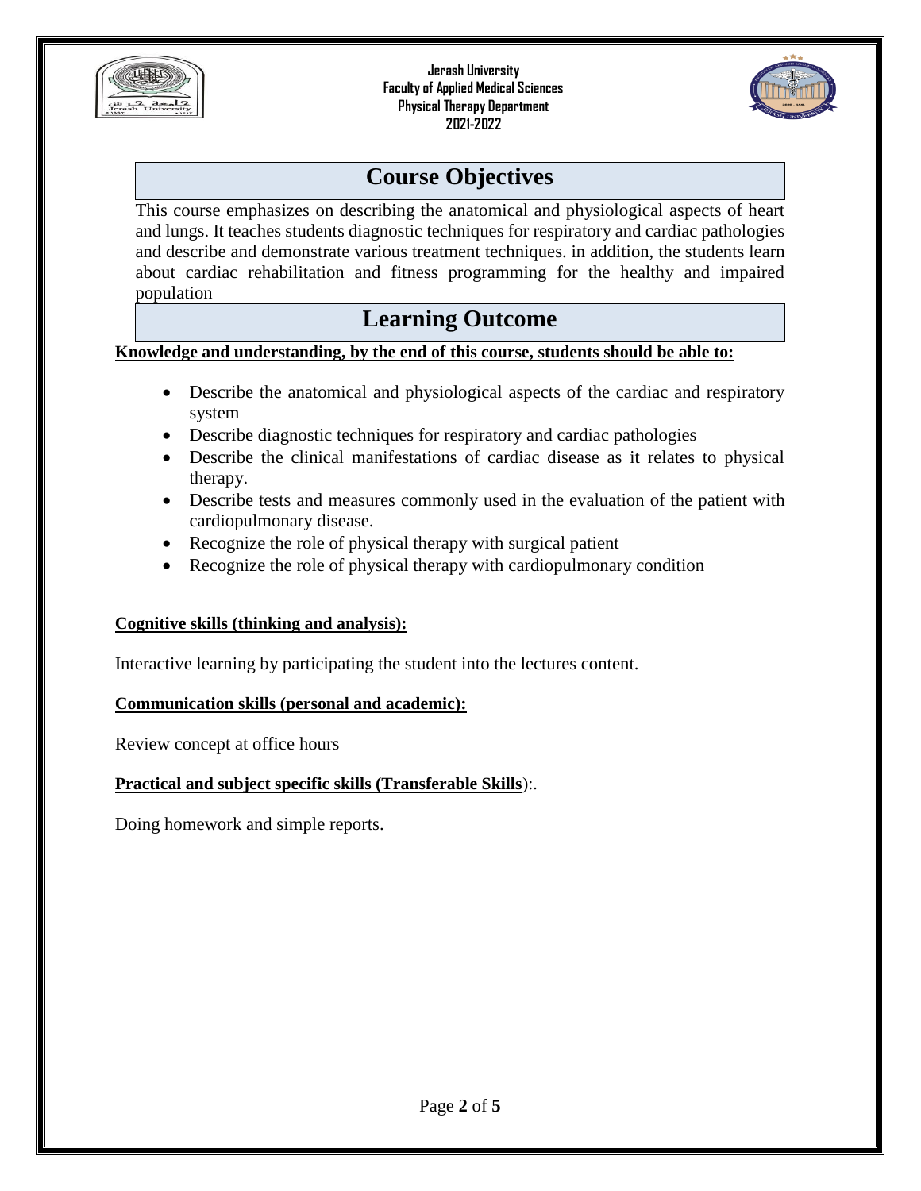## Course Objectives

This course emphasizes on describing the anatomical and physiological aspects of heart and lungs. It teaches students diagnostic techniques for respiratory and cardiac pathologies and describe and demonstrate various treatment techniques. in addition, the students learn about cardiac rehabilitation and fitness programming for the healthy and impaired population

## Learning Outcome

**Knowledge and understanding, by the end of this course, students should be able to:**

- Describe the anatomical and physiological aspects of the cardiac and respiratory system
- Describe diagnostic techniques for respiratory and cardiac pathologies
- Describe the clinical manifestations of cardiac disease as it relates to physical therapy.
- Describe tests and measures commonly used in the evaluation of the patient with cardiopulmonary disease.
- Recognize the role of physical therapy with surgical patient
- Recognize the role of physical therapy with cardiopulmonary condition

**Cognitive skills (thinking and analysis):**

Interactive learning by participating the student into the lectures content.

**Communication skills (personal and academic):**

Review concept at office hours

**Practical and subject specific skills (Transferable Skills**):.

Doing homework and simple reports.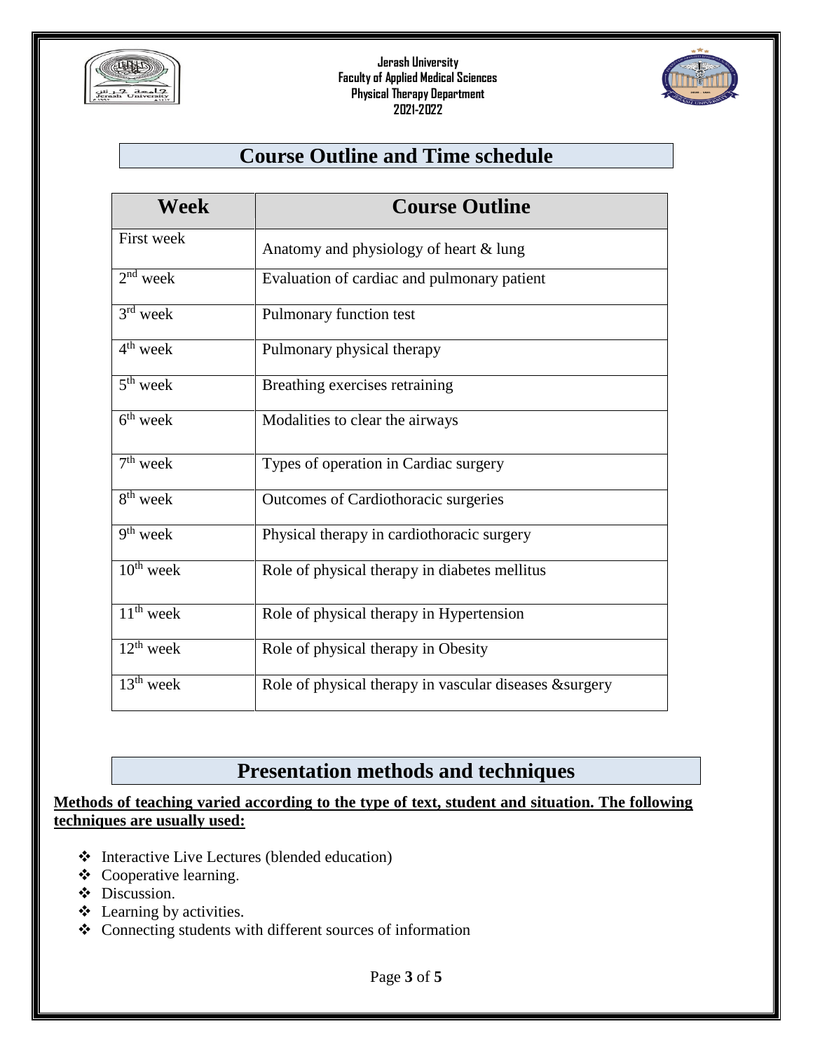## Course Outline and Time schedule

| Week | Course Outline |
|---|---|
| First week | Anatomy and physiology of heart & lung |
| 2nd week | Evaluation of cardiac and pulmonary patient |
| 3rd week | Pulmonary function test |
| 4th week | Pulmonary physical therapy |
| 5th week | Breathing exercises retraining |
| 6th week | Modalities to clear the airways |
| 7th week | Types of operation in Cardiac surgery |
| 8th week | Outcomes of Cardiothoracic surgeries |
| 9th week | Physical therapy in cardiothoracic surgery |
| 10th week | Role of physical therapy in diabetes mellitus |
| 11th week | Role of physical therapy in Hypertension |
| 12th week | Role of physical therapy in Obesity |
| 13th week | Role of physical therapy in vascular diseases &surgery |

## Presentation methods and techniques

**Methods of teaching varied according to the type of text, student and situation. The following techniques are usually used:**

- Interactive Live Lectures (blended education)
- Cooperative learning.
- Discussion.
- Learning by activities.
- Connecting students with different sources of information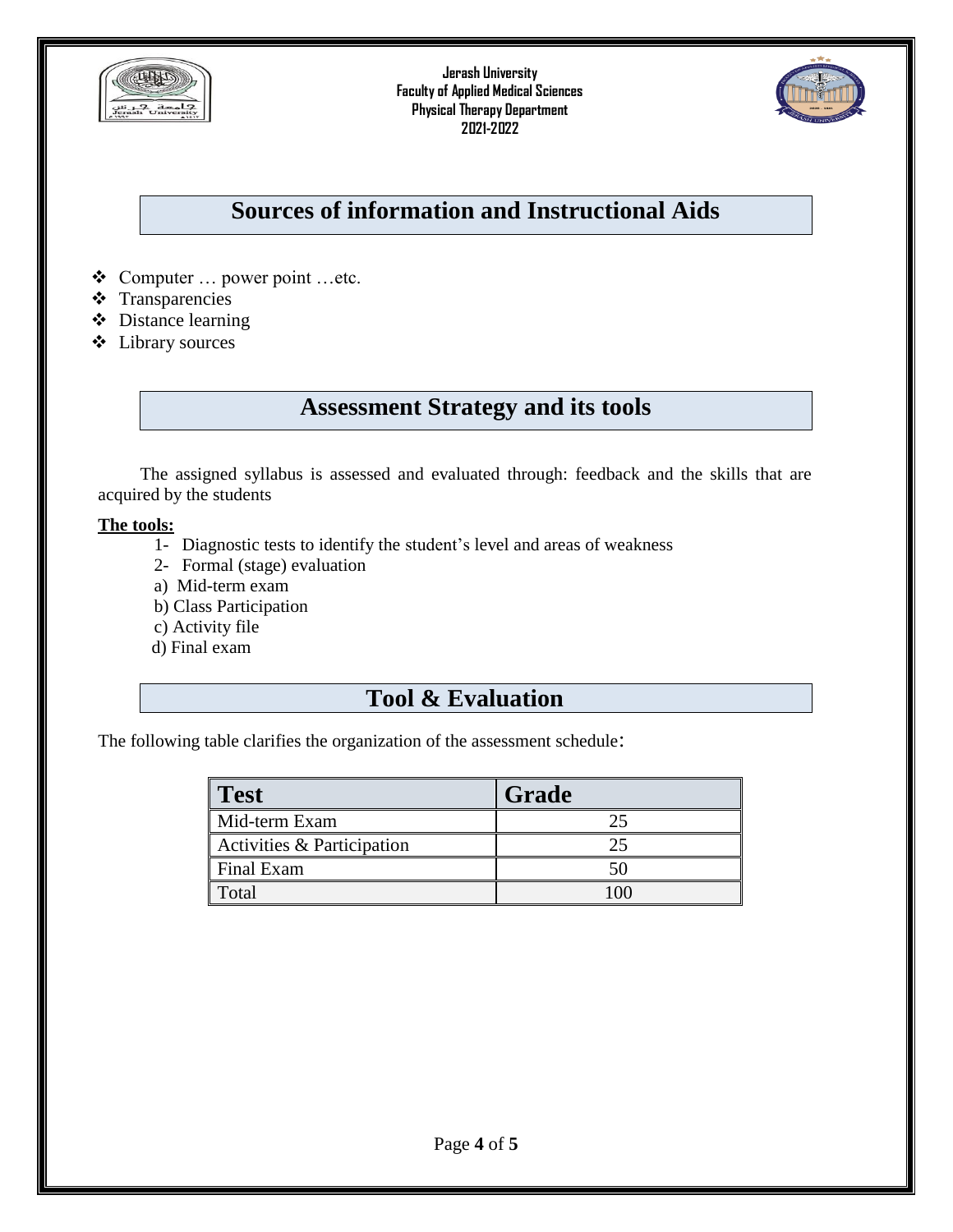## Sources of information and Instructional Aids

- Computer … power point …etc.
- Transparencies
- Distance learning
- Library sources

## Assessment Strategy and its tools

The assigned syllabus is assessed and evaluated through: feedback and the skills that are acquired by the students

**The tools:**

1- Diagnostic tests to identify the student's level and areas of weakness

2- Formal (stage) evaluation

a) Mid-term exam

b) Class Participation

c) Activity file

d) Final exam

## Tool & Evaluation

The following table clarifies the organization of the assessment schedule:

| Test | Grade |
|---|---|
| Mid-term Exam | 25 |
| Activities & Participation | 25 |
| Final Exam | 50 |
| Total | 100 |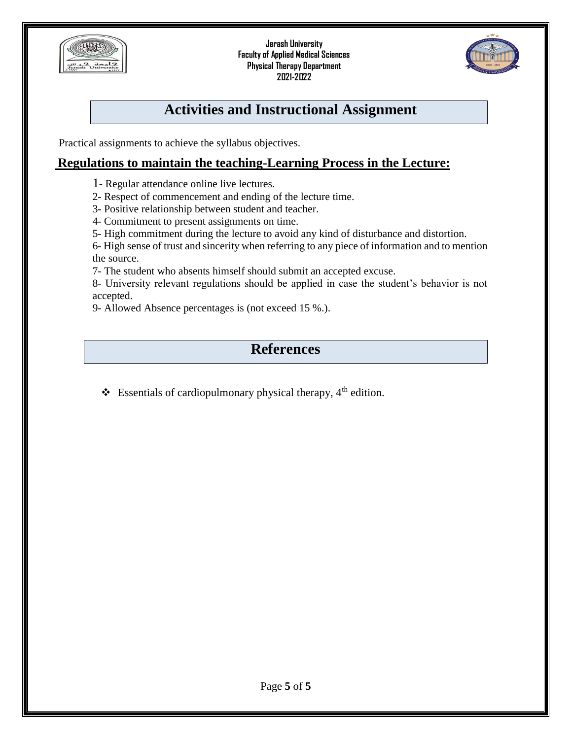## Activities and Instructional Assignment

Practical assignments to achieve the syllabus objectives.

### Regulations to maintain the teaching-Learning Process in the Lecture:

1- Regular attendance online live lectures.

2- Respect of commencement and ending of the lecture time.

3- Positive relationship between student and teacher.

4- Commitment to present assignments on time.

5- High commitment during the lecture to avoid any kind of disturbance and distortion.

6- High sense of trust and sincerity when referring to any piece of information and to mention the source.

7- The student who absents himself should submit an accepted excuse.

8- University relevant regulations should be applied in case the student's behavior is not accepted.

9- Allowed Absence percentages is (not exceed 15 %.).

## References

- Essentials of cardiopulmonary physical therapy, 4th edition.